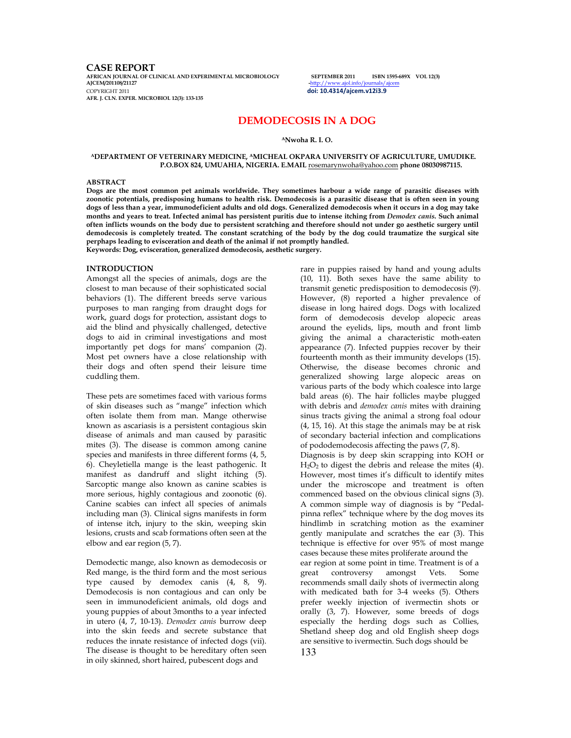**CASE REPORT**

**AFRICAN JOURNAL OF CLINICAL AND EXPERIMENTAL MICROBIOLOGY SEPTEMBER 2011 ISBN 1595-689X VOL 12(3)**
**AJCEM/201108/21127** -http://www.ajol.info/journals/ajcem
COPYRIGHT 2011 **doi: 10.4314/ajcem.v12i3.9**
**AFR. J. CLN. EXPER. MICROBIOL 12(3): 133-135**

# DEMODECOSIS IN A DOG

**[A]Nwoha R. I. O.**

**[A]DEPARTMENT OF VETERINARY MEDICINE, [A]MICHEAL OKPARA UNIVERSITY OF AGRICULTURE, UMUDIKE. P.O.BOX 824, UMUAHIA, NIGERIA. E.MAIL** rosemarynwoha@yahoo.com **phone 08030987115.**

## ABSTRACT

**Dogs are the most common pet animals worldwide. They sometimes harbour a wide range of parasitic diseases with zoonotic potentials, predisposing humans to health risk. Demodecosis is a parasitic disease that is often seen in young dogs of less than a year, immunodeficient adults and old dogs. Generalized demodecosis when it occurs in a dog may take months and years to treat. Infected animal has persistent puritis due to intense itching from *Demodex canis*. Such animal often inflicts wounds on the body due to persistent scratching and therefore should not under go aesthetic surgery until demodecosis is completely treated. The constant scratching of the body by the dog could traumatize the surgical site perphaps leading to evisceration and death of the animal if not promptly handled.**

**Keywords: Dog, evisceration, generalized demodecosis, aesthetic surgery.**

## INTRODUCTION

Amongst all the species of animals, dogs are the closest to man because of their sophisticated social behaviors (1). The different breeds serve various purposes to man ranging from draught dogs for work, guard dogs for protection, assistant dogs to aid the blind and physically challenged, detective dogs to aid in criminal investigations and most importantly pet dogs for mans' companion (2). Most pet owners have a close relationship with their dogs and often spend their leisure time cuddling them.

These pets are sometimes faced with various forms of skin diseases such as "mange" infection which often isolate them from man. Mange otherwise known as ascariasis is a persistent contagious skin disease of animals and man caused by parasitic mites (3). The disease is common among canine species and manifests in three different forms (4, 5, 6). Cheyletiella mange is the least pathogenic. It manifest as dandruff and slight itching (5). Sarcoptic mange also known as canine scabies is more serious, highly contagious and zoonotic (6). Canine scabies can infect all species of animals including man (3). Clinical signs manifests in form of intense itch, injury to the skin, weeping skin lesions, crusts and scab formations often seen at the elbow and ear region (5, 7).

Demodectic mange, also known as demodecosis or Red mange, is the third form and the most serious type caused by demodex canis (4, 8, 9). Demodecosis is non contagious and can only be seen in immunodeficient animals, old dogs and young puppies of about 3months to a year infected in utero (4, 7, 10-13). *Demodex canis* burrow deep into the skin feeds and secrete substance that reduces the innate resistance of infected dogs (vii). The disease is thought to be hereditary often seen in oily skinned, short haired, pubescent dogs and rare in puppies raised by hand and young adults (10, 11). Both sexes have the same ability to transmit genetic predisposition to demodecosis (9). However, (8) reported a higher prevalence of disease in long haired dogs. Dogs with localized form of demodecosis develop alopecic areas around the eyelids, lips, mouth and front limb giving the animal a characteristic moth-eaten appearance (7). Infected puppies recover by their fourteenth month as their immunity develops (15). Otherwise, the disease becomes chronic and generalized showing large alopecic areas on various parts of the body which coalesce into large bald areas (6). The hair follicles maybe plugged with debris and *demodex canis* mites with draining sinus tracts giving the animal a strong foal odour (4, 15, 16). At this stage the animals may be at risk of secondary bacterial infection and complications of pododemodecosis affecting the paws (7, 8).

Diagnosis is by deep skin scrapping into KOH or $H_2O_2$ to digest the debris and release the mites (4). However, most times it's difficult to identify mites under the microscope and treatment is often commenced based on the obvious clinical signs (3). A common simple way of diagnosis is by "Pedal-pinna reflex" technique where by the dog moves its hindlimb in scratching motion as the examiner gently manipulate and scratches the ear (3). This technique is effective for over 95% of most mange cases because these mites proliferate around the ear region at some point in time. Treatment is of a great controversy amongst Vets. Some recommends small daily shots of ivermectin along with medicated bath for 3-4 weeks (5). Others prefer weekly injection of ivermectin shots or orally (3, 7). However, some breeds of dogs especially the herding dogs such as Collies, Shetland sheep dog and old English sheep dogs are sensitive to ivermectin. Such dogs should be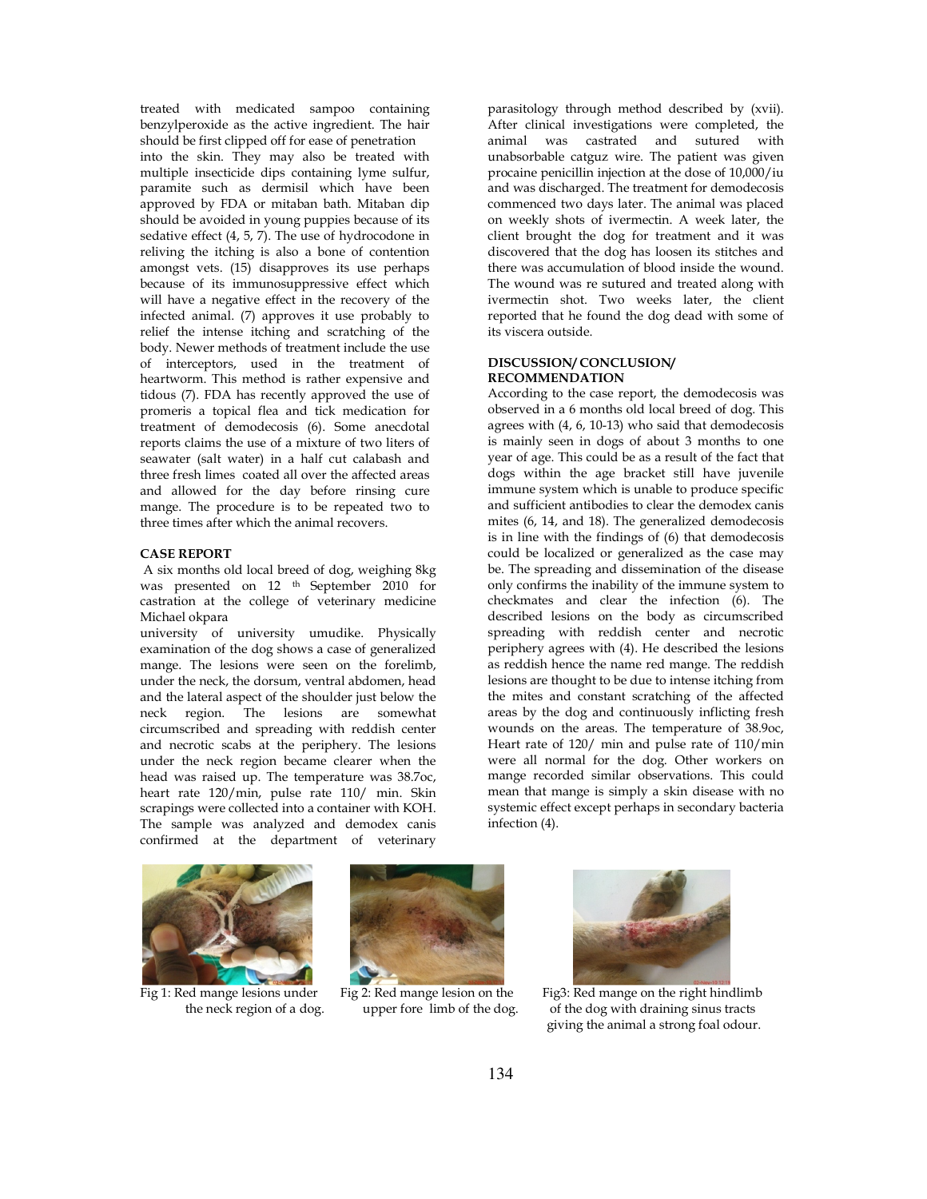treated with medicated sampoo containing benzylperoxide as the active ingredient. The hair should be first clipped off for ease of penetration into the skin. They may also be treated with multiple insecticide dips containing lyme sulfur, paramite such as dermisil which have been approved by FDA or mitaban bath. Mitaban dip should be avoided in young puppies because of its sedative effect (4, 5, 7). The use of hydrocodone in reliving the itching is also a bone of contention amongst vets. (15) disapproves its use perhaps because of its immunosuppressive effect which will have a negative effect in the recovery of the infected animal. (7) approves it use probably to relief the intense itching and scratching of the body. Newer methods of treatment include the use of interceptors, used in the treatment of heartworm. This method is rather expensive and tidous (7). FDA has recently approved the use of promeris a topical flea and tick medication for treatment of demodecosis (6). Some anecdotal reports claims the use of a mixture of two liters of seawater (salt water) in a half cut calabash and three fresh limes coated all over the affected areas and allowed for the day before rinsing cure mange. The procedure is to be repeated two to three times after which the animal recovers.

**CASE REPORT**

A six months old local breed of dog, weighing 8kg was presented on 12 th September 2010 for castration at the college of veterinary medicine Michael okpara university of university umudike. Physically examination of the dog shows a case of generalized mange. The lesions were seen on the forelimb, under the neck, the dorsum, ventral abdomen, head and the lateral aspect of the shoulder just below the neck region. The lesions are somewhat circumscribed and spreading with reddish center and necrotic scabs at the periphery. The lesions under the neck region became clearer when the head was raised up. The temperature was 38.7oc, heart rate 120/min, pulse rate 110/ min. Skin scrapings were collected into a container with KOH. The sample was analyzed and demodex canis confirmed at the department of veterinary parasitology through method described by (xvii). After clinical investigations were completed, the animal was castrated and sutured with unabsorbable catguz wire. The patient was given procaine penicillin injection at the dose of 10,000/iu and was discharged. The treatment for demodecosis commenced two days later. The animal was placed on weekly shots of ivermectin. A week later, the client brought the dog for treatment and it was discovered that the dog has loosen its stitches and there was accumulation of blood inside the wound. The wound was re sutured and treated along with ivermectin shot. Two weeks later, the client reported that he found the dog dead with some of its viscera outside.

**DISCUSSION/ CONCLUSION/ RECOMMENDATION**

According to the case report, the demodecosis was observed in a 6 months old local breed of dog. This agrees with (4, 6, 10-13) who said that demodecosis is mainly seen in dogs of about 3 months to one year of age. This could be as a result of the fact that dogs within the age bracket still have juvenile immune system which is unable to produce specific and sufficient antibodies to clear the demodex canis mites (6, 14, and 18). The generalized demodecosis is in line with the findings of (6) that demodecosis could be localized or generalized as the case may be. The spreading and dissemination of the disease only confirms the inability of the immune system to checkmates and clear the infection (6). The described lesions on the body as circumscribed spreading with reddish center and necrotic periphery agrees with (4). He described the lesions as reddish hence the name red mange. The reddish lesions are thought to be due to intense itching from the mites and constant scratching of the affected areas by the dog and continuously inflicting fresh wounds on the areas. The temperature of 38.9oc, Heart rate of 120/ min and pulse rate of 110/min were all normal for the dog. Other workers on mange recorded similar observations. This could mean that mange is simply a skin disease with no systemic effect except perhaps in secondary bacteria infection (4).

Fig 1: Red mange lesions under the neck region of a dog.

Fig 2: Red mange lesion on the upper fore limb of the dog.

Fig3: Red mange on the right hindlimb of the dog with draining sinus tracts giving the animal a strong foal odour.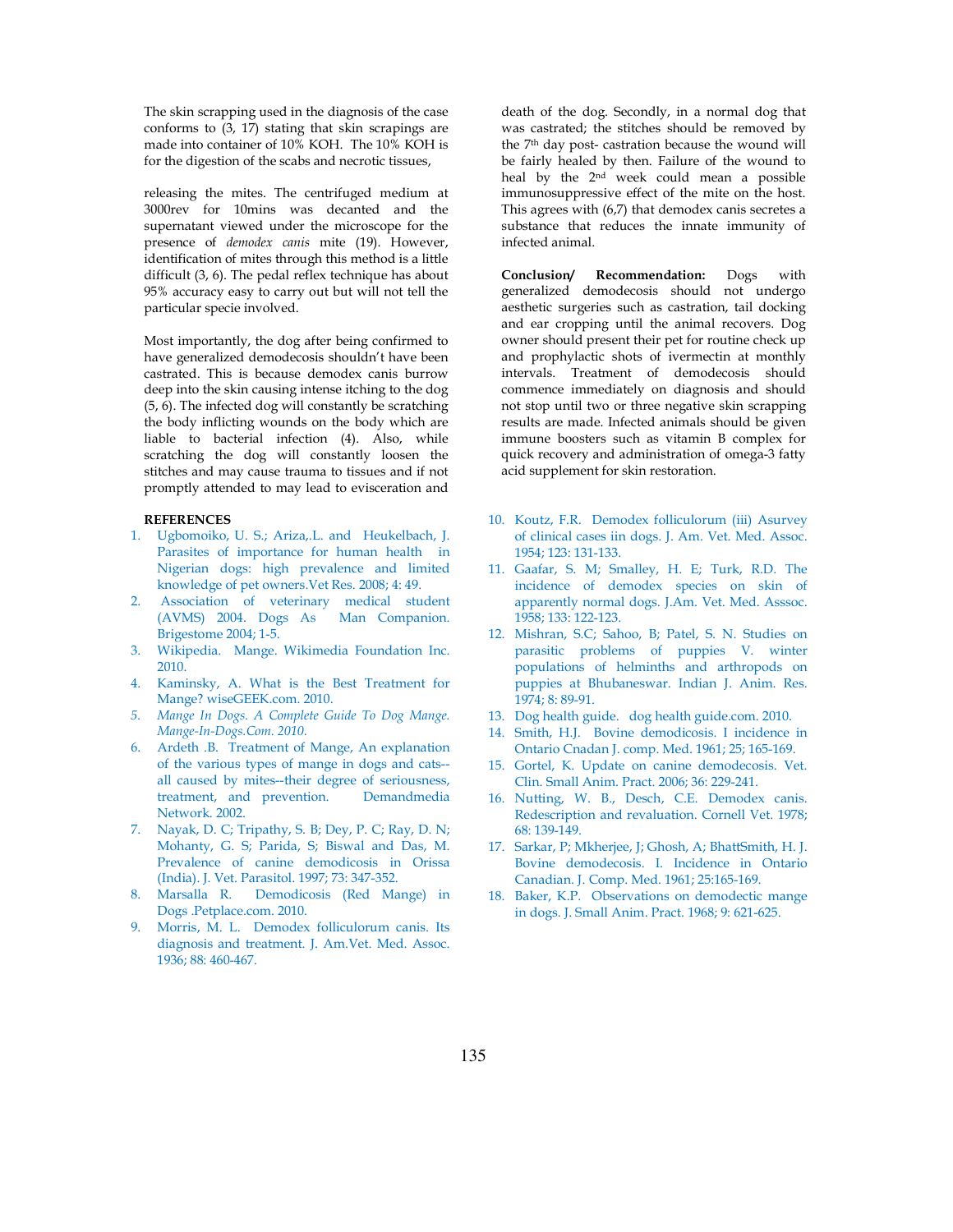The skin scrapping used in the diagnosis of the case conforms to (3, 17) stating that skin scrapings are made into container of 10% KOH. The 10% KOH is for the digestion of the scabs and necrotic tissues,

releasing the mites. The centrifuged medium at 3000rev for 10mins was decanted and the supernatant viewed under the microscope for the presence of *demodex canis* mite (19). However, identification of mites through this method is a little difficult (3, 6). The pedal reflex technique has about 95% accuracy easy to carry out but will not tell the particular specie involved.

Most importantly, the dog after being confirmed to have generalized demodecosis shouldn't have been castrated. This is because demodex canis burrow deep into the skin causing intense itching to the dog (5, 6). The infected dog will constantly be scratching the body inflicting wounds on the body which are liable to bacterial infection (4). Also, while scratching the dog will constantly loosen the stitches and may cause trauma to tissues and if not promptly attended to may lead to evisceration and death of the dog. Secondly, in a normal dog that was castrated; the stitches should be removed by the 7th day post- castration because the wound will be fairly healed by then. Failure of the wound to heal by the 2nd week could mean a possible immunosuppressive effect of the mite on the host. This agrees with (6,7) that demodex canis secretes a substance that reduces the innate immunity of infected animal.

**Conclusion/ Recommendation:** Dogs with generalized demodecosis should not undergo aesthetic surgeries such as castration, tail docking and ear cropping until the animal recovers. Dog owner should present their pet for routine check up and prophylactic shots of ivermectin at monthly intervals. Treatment of demodecosis should commence immediately on diagnosis and should not stop until two or three negative skin scrapping results are made. Infected animals should be given immune boosters such as vitamin B complex for quick recovery and administration of omega-3 fatty acid supplement for skin restoration.

**REFERENCES**

1. Ugbomoiko, U. S.; Ariza,.L. and Heukelbach, J. Parasites of importance for human health in Nigerian dogs: high prevalence and limited knowledge of pet owners.Vet Res. 2008; 4: 49.
2. Association of veterinary medical student (AVMS) 2004. Dogs As Man Companion. Brigestome 2004; 1-5.
3. Wikipedia. Mange. Wikimedia Foundation Inc. 2010.
4. Kaminsky, A. What is the Best Treatment for Mange? wiseGEEK.com. 2010.
5. *Mange In Dogs. A Complete Guide To Dog Mange. Mange-In-Dogs.Com. 2010.*
6. Ardeth .B. Treatment of Mange, An explanation of the various types of mange in dogs and cats--all caused by mites--their degree of seriousness, treatment, and prevention. Demandmedia Network. 2002.
7. Nayak, D. C; Tripathy, S. B; Dey, P. C; Ray, D. N; Mohanty, G. S; Parida, S; Biswal and Das, M. Prevalence of canine demodicosis in Orissa (India). J. Vet. Parasitol. 1997; 73: 347-352.
8. Marsalla R. Demodicosis (Red Mange) in Dogs .Petplace.com. 2010.
9. Morris, M. L. Demodex folliculorum canis. Its diagnosis and treatment. J. Am.Vet. Med. Assoc. 1936; 88: 460-467.
10. Koutz, F.R. Demodex folliculorum (iii) Asurvey of clinical cases iin dogs. J. Am. Vet. Med. Assoc. 1954; 123: 131-133.
11. Gaafar, S. M; Smalley, H. E; Turk, R.D. The incidence of demodex species on skin of apparently normal dogs. J.Am. Vet. Med. Asssoc. 1958; 133: 122-123.
12. Mishran, S.C; Sahoo, B; Patel, S. N. Studies on parasitic problems of puppies V. winter populations of helminths and arthropods on puppies at Bhubaneswar. Indian J. Anim. Res. 1974; 8: 89-91.
13. Dog health guide. dog health guide.com. 2010.
14. Smith, H.J. Bovine demodicosis. I incidence in Ontario Cnadan J. comp. Med. 1961; 25; 165-169.
15. Gortel, K. Update on canine demodecosis. Vet. Clin. Small Anim. Pract. 2006; 36: 229-241.
16. Nutting, W. B., Desch, C.E. Demodex canis. Redescription and revaluation. Cornell Vet. 1978; 68: 139-149.
17. Sarkar, P; Mkherjee, J; Ghosh, A; BhattSmith, H. J. Bovine demodecosis. I. Incidence in Ontario Canadian. J. Comp. Med. 1961; 25:165-169.
18. Baker, K.P. Observations on demodectic mange in dogs. J. Small Anim. Pract. 1968; 9: 621-625.